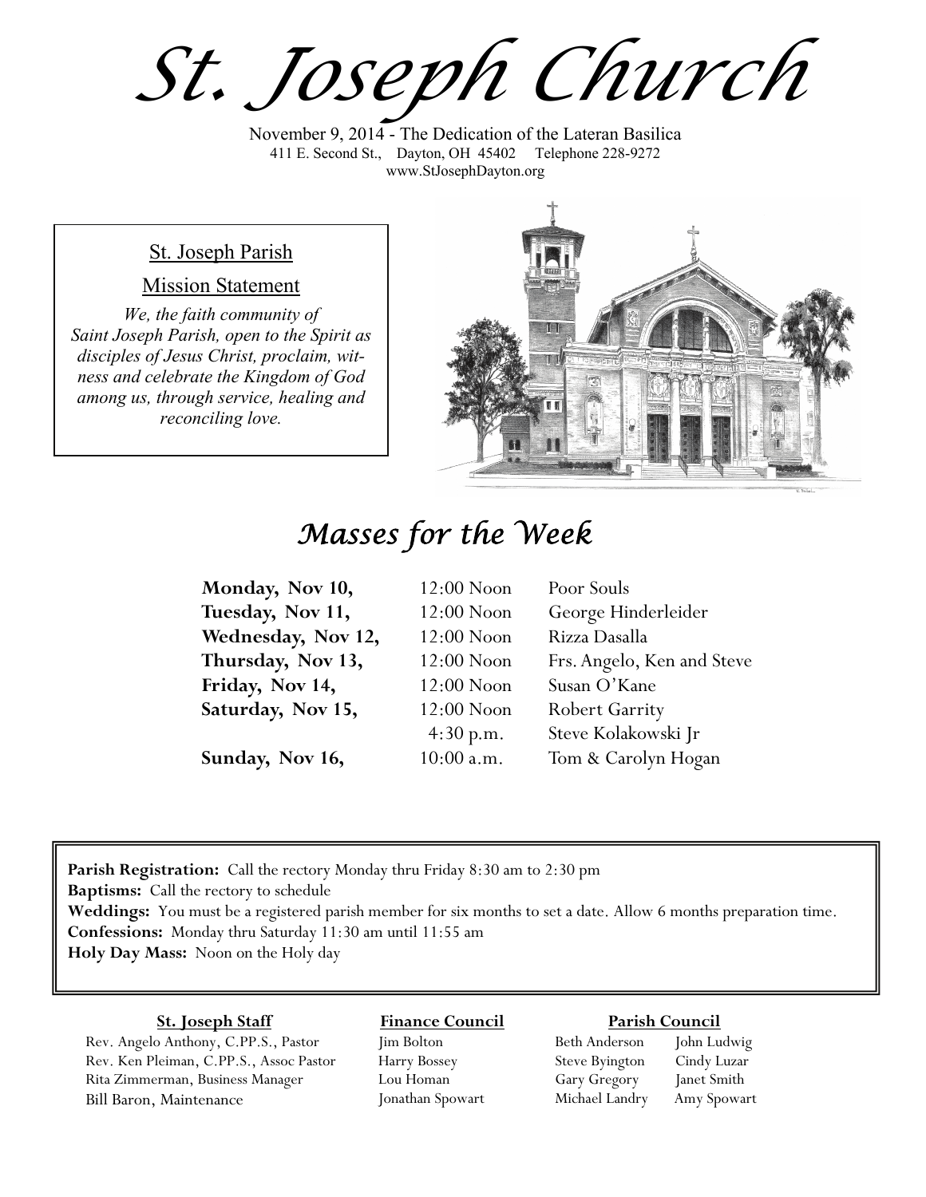# St. Joseph Church

November 9, 2014 - The Dedication of the Lateran Basilica
411 E. Second St., Dayton, OH 45402 Telephone 228-9272
www.StJosephDayton.org

## St. Joseph Parish

### Mission Statement

*We, the faith community of Saint Joseph Parish, open to the Spirit as disciples of Jesus Christ, proclaim, witness and celebrate the Kingdom of God among us, through service, healing and reconciling love.*

## Masses for the Week

| | | |
|---|---|---|
| **Monday, Nov 10,** | 12:00 Noon | Poor Souls |
| **Tuesday, Nov 11,** | 12:00 Noon | George Hinderleider |
| **Wednesday, Nov 12,** | 12:00 Noon | Rizza Dasalla |
| **Thursday, Nov 13,** | 12:00 Noon | Frs. Angelo, Ken and Steve |
| **Friday, Nov 14,** | 12:00 Noon | Susan O'Kane |
| **Saturday, Nov 15,** | 12:00 Noon | Robert Garrity |
| | 4:30 p.m. | Steve Kolakowski Jr |
| **Sunday, Nov 16,** | 10:00 a.m. | Tom & Carolyn Hogan |

**Parish Registration:** Call the rectory Monday thru Friday 8:30 am to 2:30 pm
**Baptisms:** Call the rectory to schedule
**Weddings:** You must be a registered parish member for six months to set a date. Allow 6 months preparation time.
**Confessions:** Monday thru Saturday 11:30 am until 11:55 am
**Holy Day Mass:** Noon on the Holy day

**St. Joseph Staff**
Rev. Angelo Anthony, C.PP.S., Pastor
Rev. Ken Pleiman, C.PP.S., Assoc Pastor
Rita Zimmerman, Business Manager
Bill Baron, Maintenance

**Finance Council**
Jim Bolton
Harry Bossey
Lou Homan
Jonathan Spowart

**Parish Council**
Beth Anderson
Steve Byington
Gary Gregory
Michael Landry
John Ludwig
Cindy Luzar
Janet Smith
Amy Spowart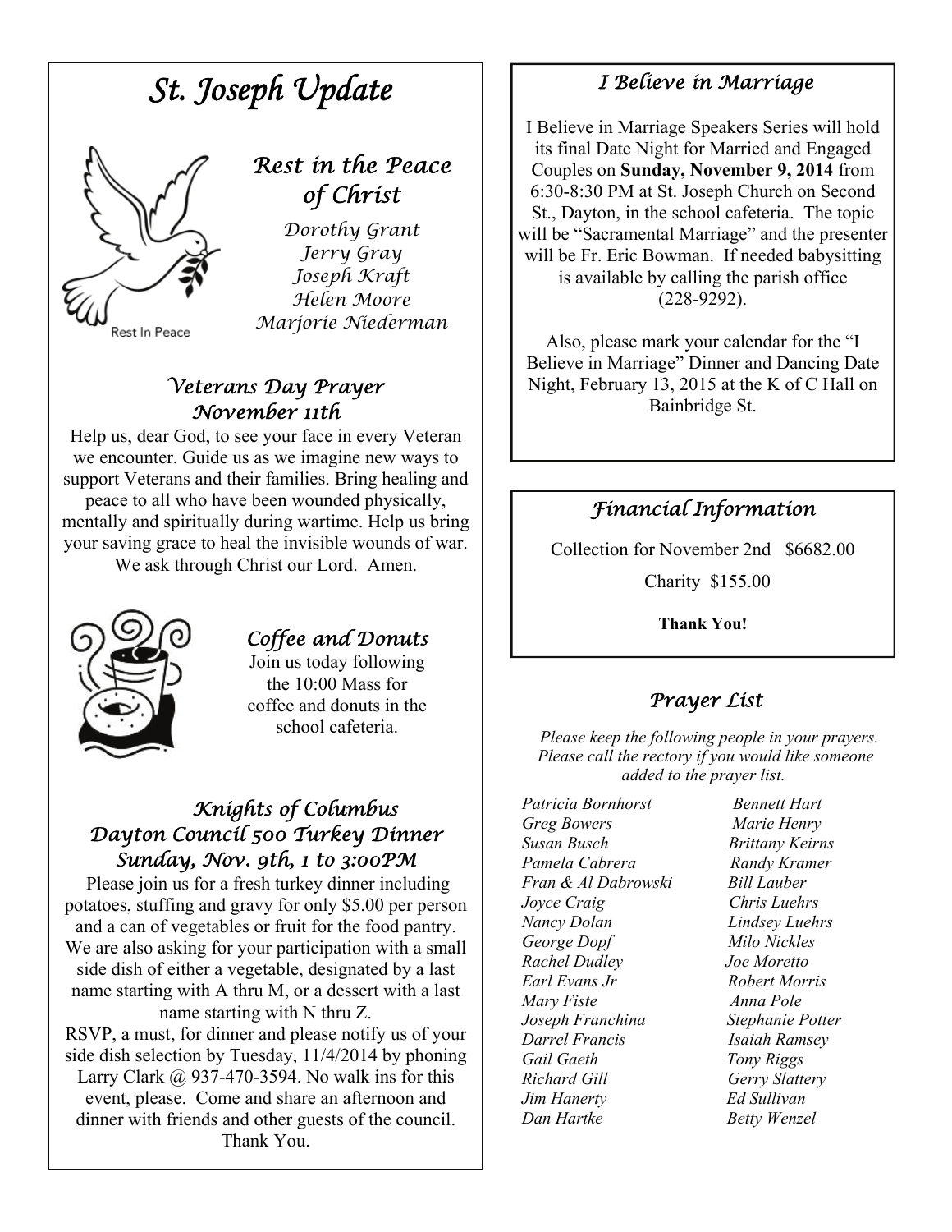# St. Joseph Update

## Rest in the Peace of Christ

*Dorothy Grant*
*Jerry Gray*
*Joseph Kraft*
*Helen Moore*
*Marjorie Niederman*

Rest In Peace

## Veterans Day Prayer November 11th

Help us, dear God, to see your face in every Veteran we encounter. Guide us as we imagine new ways to support Veterans and their families. Bring healing and peace to all who have been wounded physically, mentally and spiritually during wartime. Help us bring your saving grace to heal the invisible wounds of war. We ask through Christ our Lord. Amen.

## Coffee and Donuts

Join us today following the 10:00 Mass for coffee and donuts in the school cafeteria.

## Knights of Columbus Dayton Council 500 Turkey Dinner Sunday, Nov. 9th, 1 to 3:00PM

Please join us for a fresh turkey dinner including potatoes, stuffing and gravy for only $5.00 per person and a can of vegetables or fruit for the food pantry. We are also asking for your participation with a small side dish of either a vegetable, designated by a last name starting with A thru M, or a dessert with a last name starting with N thru Z.
RSVP, a must, for dinner and please notify us of your side dish selection by Tuesday, 11/4/2014 by phoning Larry Clark @ 937-470-3594. No walk ins for this event, please. Come and share an afternoon and dinner with friends and other guests of the council. Thank You.

## I Believe in Marriage

I Believe in Marriage Speakers Series will hold its final Date Night for Married and Engaged Couples on **Sunday, November 9, 2014** from 6:30-8:30 PM at St. Joseph Church on Second St., Dayton, in the school cafeteria. The topic will be "Sacramental Marriage" and the presenter will be Fr. Eric Bowman. If needed babysitting is available by calling the parish office (228-9292).

Also, please mark your calendar for the "I Believe in Marriage" Dinner and Dancing Date Night, February 13, 2015 at the K of C Hall on Bainbridge St.

## Financial Information

Collection for November 2nd $6682.00

Charity $155.00

**Thank You!**

## Prayer List

*Please keep the following people in your prayers. Please call the rectory if you would like someone added to the prayer list.*

*Patricia Bornhorst*
*Greg Bowers*
*Susan Busch*
*Pamela Cabrera*
*Fran & Al Dabrowski*
*Joyce Craig*
*Nancy Dolan*
*George Dopf*
*Rachel Dudley*
*Earl Evans Jr*
*Mary Fiste*
*Joseph Franchina*
*Darrel Francis*
*Gail Gaeth*
*Richard Gill*
*Jim Hanerty*
*Dan Hartke*
*Bennett Hart*
*Marie Henry*
*Brittany Keirns*
*Randy Kramer*
*Bill Lauber*
*Chris Luehrs*
*Lindsey Luehrs*
*Milo Nickles*
*Joe Moretto*
*Robert Morris*
*Anna Pole*
*Stephanie Potter*
*Isaiah Ramsey*
*Tony Riggs*
*Gerry Slattery*
*Ed Sullivan*
*Betty Wenzel*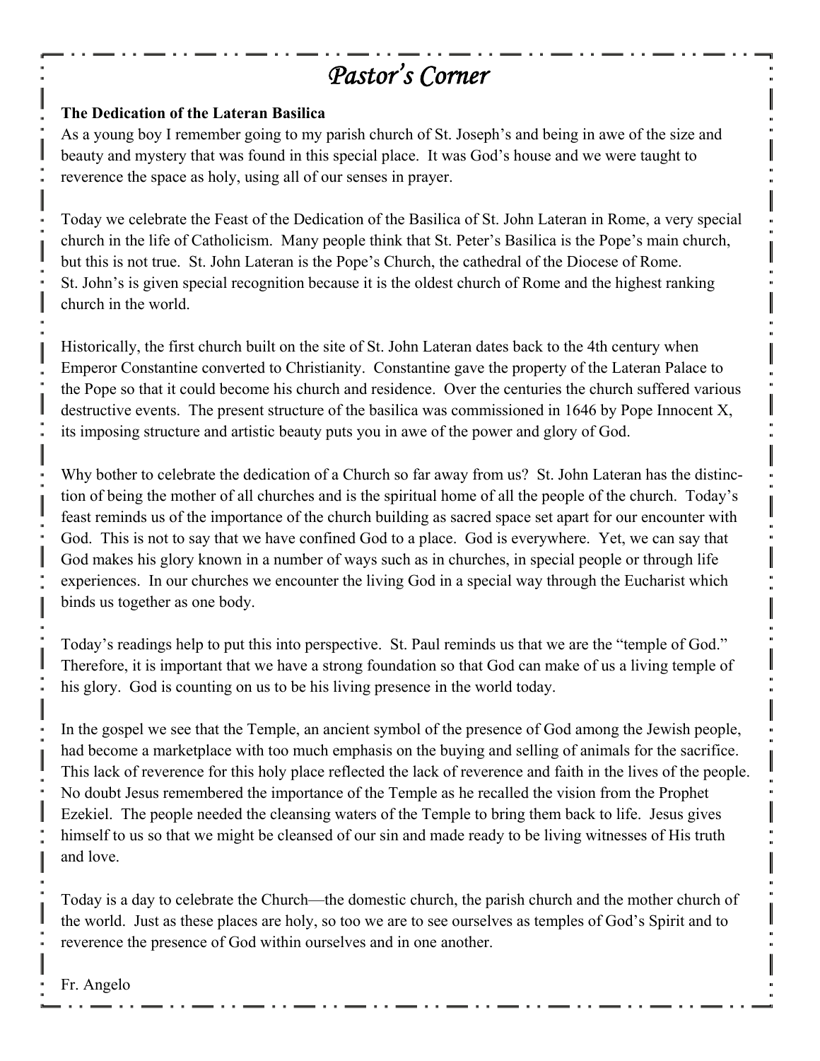# *Pastor's Corner*

**The Dedication of the Lateran Basilica**

As a young boy I remember going to my parish church of St. Joseph's and being in awe of the size and beauty and mystery that was found in this special place. It was God's house and we were taught to reverence the space as holy, using all of our senses in prayer.

Today we celebrate the Feast of the Dedication of the Basilica of St. John Lateran in Rome, a very special church in the life of Catholicism. Many people think that St. Peter's Basilica is the Pope's main church, but this is not true. St. John Lateran is the Pope's Church, the cathedral of the Diocese of Rome. St. John's is given special recognition because it is the oldest church of Rome and the highest ranking church in the world.

Historically, the first church built on the site of St. John Lateran dates back to the 4th century when Emperor Constantine converted to Christianity. Constantine gave the property of the Lateran Palace to the Pope so that it could become his church and residence. Over the centuries the church suffered various destructive events. The present structure of the basilica was commissioned in 1646 by Pope Innocent X, its imposing structure and artistic beauty puts you in awe of the power and glory of God.

Why bother to celebrate the dedication of a Church so far away from us? St. John Lateran has the distinction of being the mother of all churches and is the spiritual home of all the people of the church. Today's feast reminds us of the importance of the church building as sacred space set apart for our encounter with God. This is not to say that we have confined God to a place. God is everywhere. Yet, we can say that God makes his glory known in a number of ways such as in churches, in special people or through life experiences. In our churches we encounter the living God in a special way through the Eucharist which binds us together as one body.

Today's readings help to put this into perspective. St. Paul reminds us that we are the "temple of God." Therefore, it is important that we have a strong foundation so that God can make of us a living temple of his glory. God is counting on us to be his living presence in the world today.

In the gospel we see that the Temple, an ancient symbol of the presence of God among the Jewish people, had become a marketplace with too much emphasis on the buying and selling of animals for the sacrifice. This lack of reverence for this holy place reflected the lack of reverence and faith in the lives of the people. No doubt Jesus remembered the importance of the Temple as he recalled the vision from the Prophet Ezekiel. The people needed the cleansing waters of the Temple to bring them back to life. Jesus gives himself to us so that we might be cleansed of our sin and made ready to be living witnesses of His truth and love.

Today is a day to celebrate the Church—the domestic church, the parish church and the mother church of the world. Just as these places are holy, so too we are to see ourselves as temples of God's Spirit and to reverence the presence of God within ourselves and in one another.

Fr. Angelo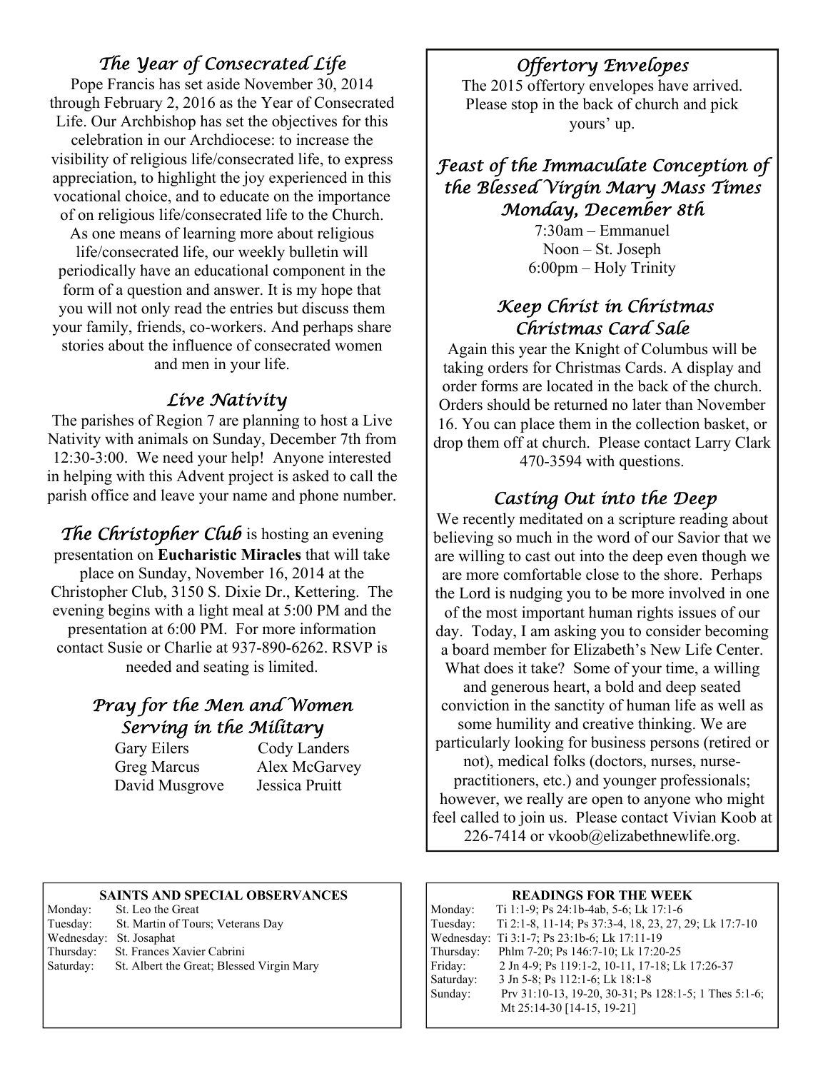## The Year of Consecrated Life

Pope Francis has set aside November 30, 2014 through February 2, 2016 as the Year of Consecrated Life. Our Archbishop has set the objectives for this celebration in our Archdiocese: to increase the visibility of religious life/consecrated life, to express appreciation, to highlight the joy experienced in this vocational choice, and to educate on the importance of on religious life/consecrated life to the Church. As one means of learning more about religious life/consecrated life, our weekly bulletin will periodically have an educational component in the form of a question and answer. It is my hope that you will not only read the entries but discuss them your family, friends, co-workers. And perhaps share stories about the influence of consecrated women and men in your life.

## Live Nativity

The parishes of Region 7 are planning to host a Live Nativity with animals on Sunday, December 7th from 12:30-3:00. We need your help! Anyone interested in helping with this Advent project is asked to call the parish office and leave your name and phone number.

***The Christopher Club*** is hosting an evening presentation on **Eucharistic Miracles** that will take place on Sunday, November 16, 2014 at the Christopher Club, 3150 S. Dixie Dr., Kettering. The evening begins with a light meal at 5:00 PM and the presentation at 6:00 PM. For more information contact Susie or Charlie at 937-890-6262. RSVP is needed and seating is limited.

## Pray for the Men and Women Serving in the Military

| | |
|---|---|
| Gary Eilers | Cody Landers |
| Greg Marcus | Alex McGarvey |
| David Musgrove | Jessica Pruitt |

## Offertory Envelopes

The 2015 offertory envelopes have arrived. Please stop in the back of church and pick yours' up.

## Feast of the Immaculate Conception of the Blessed Virgin Mary Mass Times Monday, December 8th

7:30am – Emmanuel
Noon – St. Joseph
6:00pm – Holy Trinity

## Keep Christ in Christmas Christmas Card Sale

Again this year the Knight of Columbus will be taking orders for Christmas Cards. A display and order forms are located in the back of the church. Orders should be returned no later than November 16. You can place them in the collection basket, or drop them off at church. Please contact Larry Clark 470-3594 with questions.

## Casting Out into the Deep

We recently meditated on a scripture reading about believing so much in the word of our Savior that we are willing to cast out into the deep even though we are more comfortable close to the shore. Perhaps the Lord is nudging you to be more involved in one of the most important human rights issues of our day. Today, I am asking you to consider becoming a board member for Elizabeth's New Life Center. What does it take? Some of your time, a willing and generous heart, a bold and deep seated conviction in the sanctity of human life as well as some humility and creative thinking. We are particularly looking for business persons (retired or not), medical folks (doctors, nurses, nurse-practitioners, etc.) and younger professionals; however, we really are open to anyone who might feel called to join us. Please contact Vivian Koob at 226-7414 or vkoob@elizabethnewlife.org.

### SAINTS AND SPECIAL OBSERVANCES

| | |
|---|---|
| Monday: | St. Leo the Great |
| Tuesday: | St. Martin of Tours; Veterans Day |
| Wednesday: | St. Josaphat |
| Thursday: | St. Frances Xavier Cabrini |
| Saturday: | St. Albert the Great; Blessed Virgin Mary |

### READINGS FOR THE WEEK

| | |
|---|---|
| Monday: | Ti 1:1-9; Ps 24:1b-4ab, 5-6; Lk 17:1-6 |
| Tuesday: | Ti 2:1-8, 11-14; Ps 37:3-4, 18, 23, 27, 29; Lk 17:7-10 |
| Wednesday: | Ti 3:1-7; Ps 23:1b-6; Lk 17:11-19 |
| Thursday: | Phlm 7-20; Ps 146:7-10; Lk 17:20-25 |
| Friday: | 2 Jn 4-9; Ps 119:1-2, 10-11, 17-18; Lk 17:26-37 |
| Saturday: | 3 Jn 5-8; Ps 112:1-6; Lk 18:1-8 |
| Sunday: | Prv 31:10-13, 19-20, 30-31; Ps 128:1-5; 1 Thes 5:1-6; Mt 25:14-30 [14-15, 19-21] |